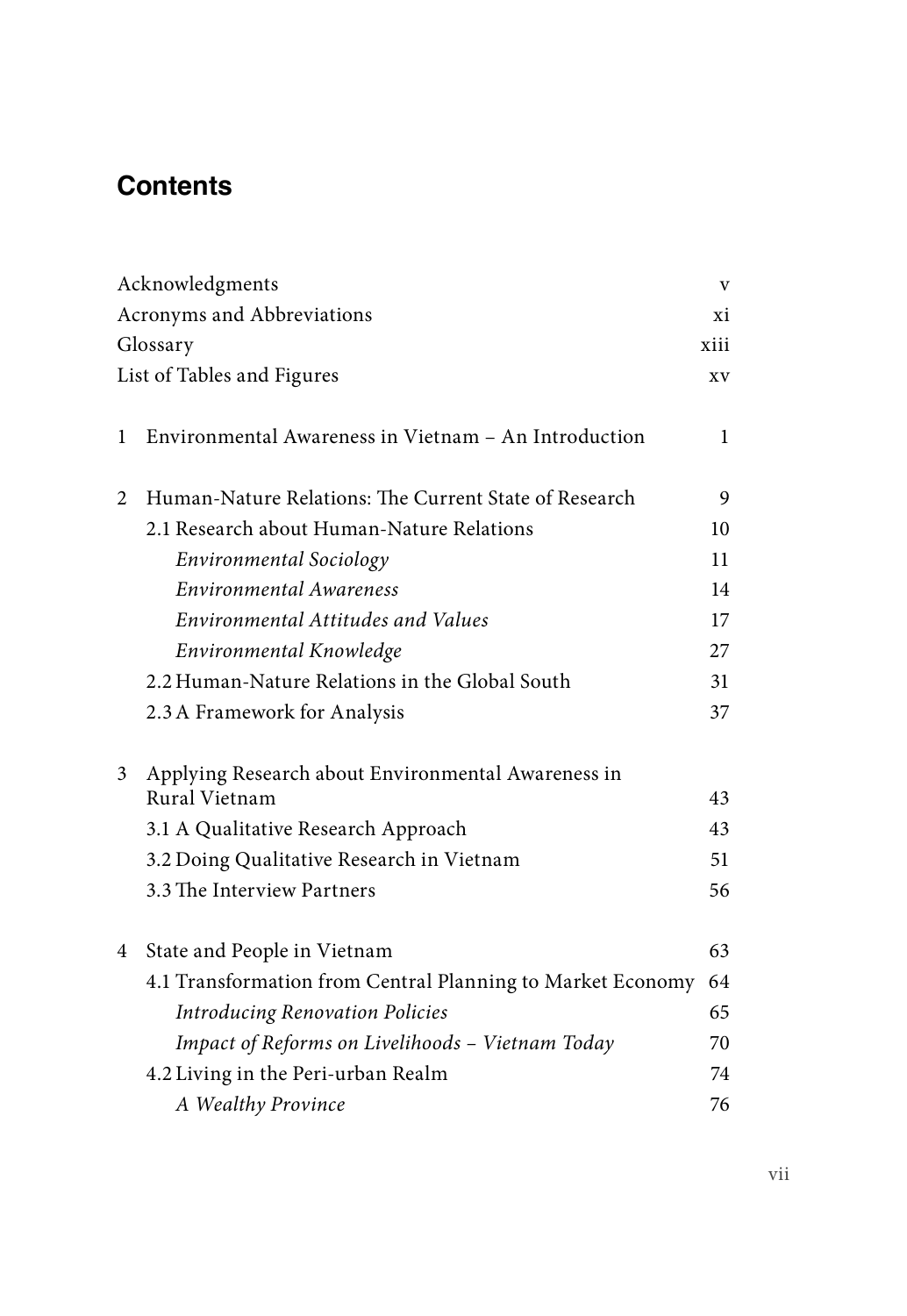# Contents

| | | |
|---|---|---|
| Acknowledgments | | v |
| Acronyms and Abbreviations | | xi |
| Glossary | | xiii |
| List of Tables and Figures | | xv |
| 1 | Environmental Awareness in Vietnam – An Introduction | 1 |
| 2 | Human-Nature Relations: The Current State of Research | 9 |
| | 2.1 Research about Human-Nature Relations | 10 |
| | *Environmental Sociology* | 11 |
| | *Environmental Awareness* | 14 |
| | *Environmental Attitudes and Values* | 17 |
| | *Environmental Knowledge* | 27 |
| | 2.2 Human-Nature Relations in the Global South | 31 |
| | 2.3 A Framework for Analysis | 37 |
| 3 | Applying Research about Environmental Awareness in Rural Vietnam | 43 |
| | 3.1 A Qualitative Research Approach | 43 |
| | 3.2 Doing Qualitative Research in Vietnam | 51 |
| | 3.3 The Interview Partners | 56 |
| 4 | State and People in Vietnam | 63 |
| | 4.1 Transformation from Central Planning to Market Economy | 64 |
| | *Introducing Renovation Policies* | 65 |
| | *Impact of Reforms on Livelihoods – Vietnam Today* | 70 |
| | 4.2 Living in the Peri-urban Realm | 74 |
| | *A Wealthy Province* | 76 |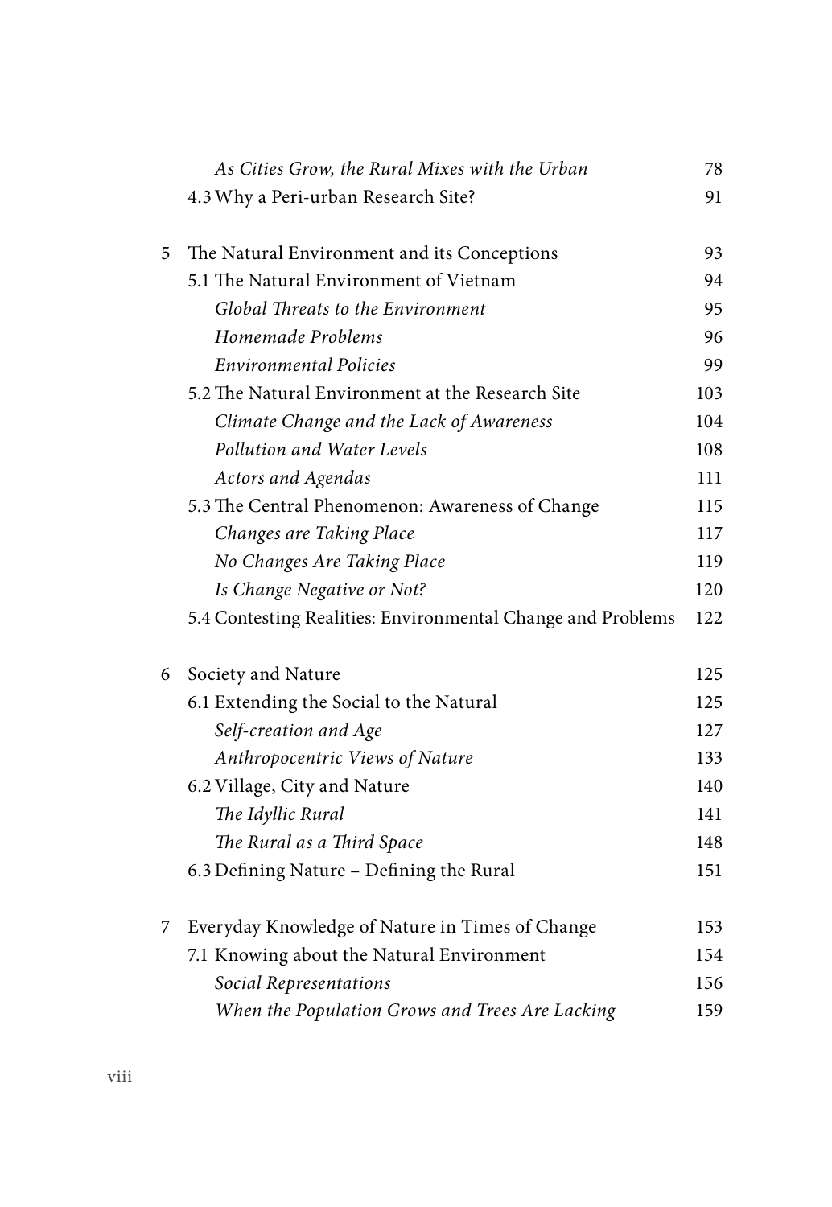| | | |
|---|---|---|
| | *As Cities Grow, the Rural Mixes with the Urban* | 78 |
| | 4.3 Why a Peri-urban Research Site? | 91 |
| 5 | The Natural Environment and its Conceptions | 93 |
| | 5.1 The Natural Environment of Vietnam | 94 |
| | *Global Threats to the Environment* | 95 |
| | *Homemade Problems* | 96 |
| | *Environmental Policies* | 99 |
| | 5.2 The Natural Environment at the Research Site | 103 |
| | *Climate Change and the Lack of Awareness* | 104 |
| | *Pollution and Water Levels* | 108 |
| | *Actors and Agendas* | 111 |
| | 5.3 The Central Phenomenon: Awareness of Change | 115 |
| | *Changes are Taking Place* | 117 |
| | *No Changes Are Taking Place* | 119 |
| | *Is Change Negative or Not?* | 120 |
| | 5.4 Contesting Realities: Environmental Change and Problems | 122 |
| 6 | Society and Nature | 125 |
| | 6.1 Extending the Social to the Natural | 125 |
| | *Self-creation and Age* | 127 |
| | *Anthropocentric Views of Nature* | 133 |
| | 6.2 Village, City and Nature | 140 |
| | *The Idyllic Rural* | 141 |
| | *The Rural as a Third Space* | 148 |
| | 6.3 Defining Nature – Defining the Rural | 151 |
| 7 | Everyday Knowledge of Nature in Times of Change | 153 |
| | 7.1 Knowing about the Natural Environment | 154 |
| | *Social Representations* | 156 |
| | *When the Population Grows and Trees Are Lacking* | 159 |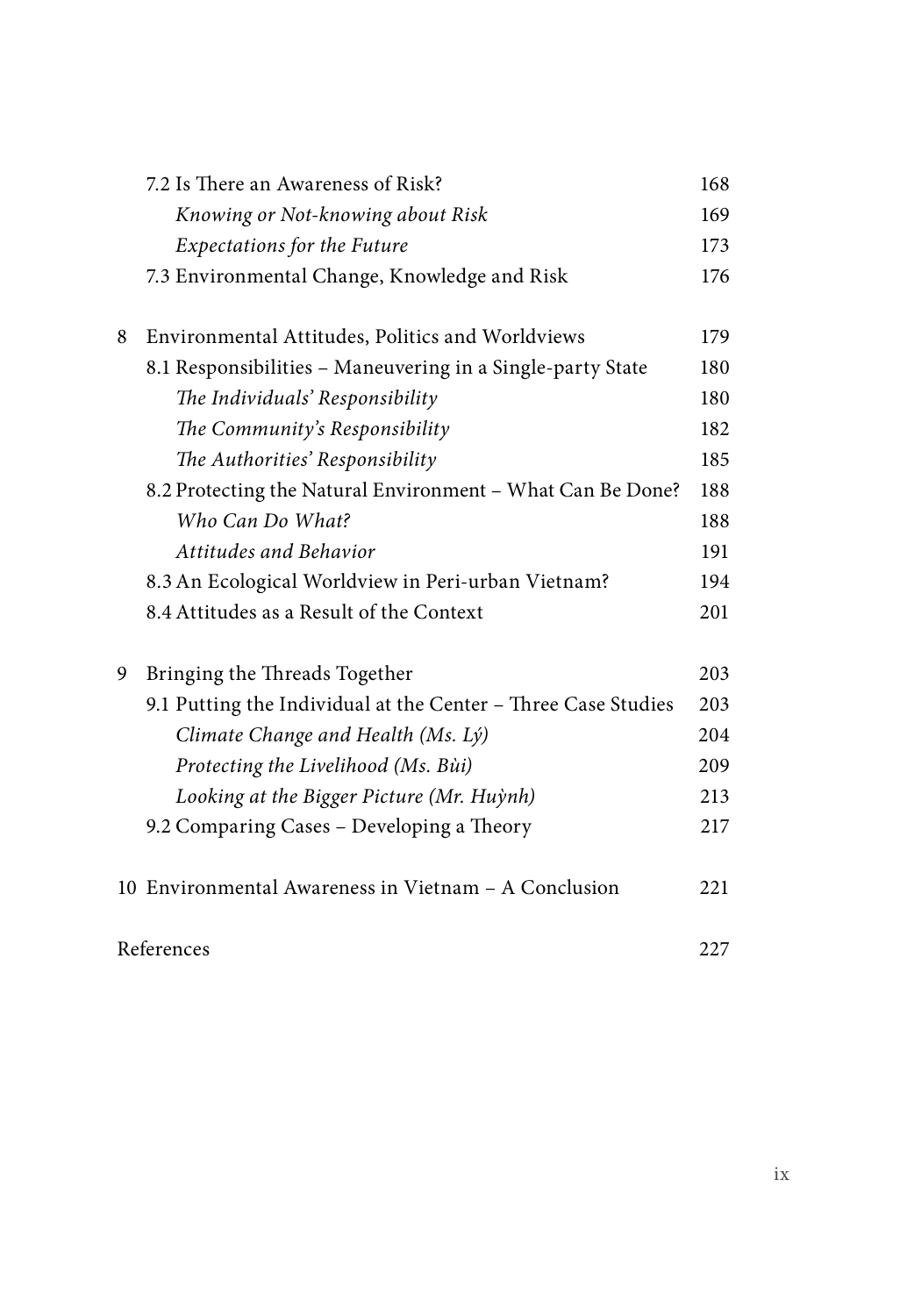7.2 Is There an Awareness of Risk? 168

*Knowing or Not-knowing about Risk* 169

*Expectations for the Future* 173

7.3 Environmental Change, Knowledge and Risk 176

8 Environmental Attitudes, Politics and Worldviews 179

8.1 Responsibilities – Maneuvering in a Single-party State 180

*The Individuals' Responsibility* 180

*The Community's Responsibility* 182

*The Authorities' Responsibility* 185

8.2 Protecting the Natural Environment – What Can Be Done? 188

*Who Can Do What?* 188

*Attitudes and Behavior* 191

8.3 An Ecological Worldview in Peri-urban Vietnam? 194

8.4 Attitudes as a Result of the Context 201

9 Bringing the Threads Together 203

9.1 Putting the Individual at the Center – Three Case Studies 203

*Climate Change and Health (Ms. Lý)* 204

*Protecting the Livelihood (Ms. Bùi)* 209

*Looking at the Bigger Picture (Mr. Huỳnh)* 213

9.2 Comparing Cases – Developing a Theory 217

10 Environmental Awareness in Vietnam – A Conclusion 221

References 227